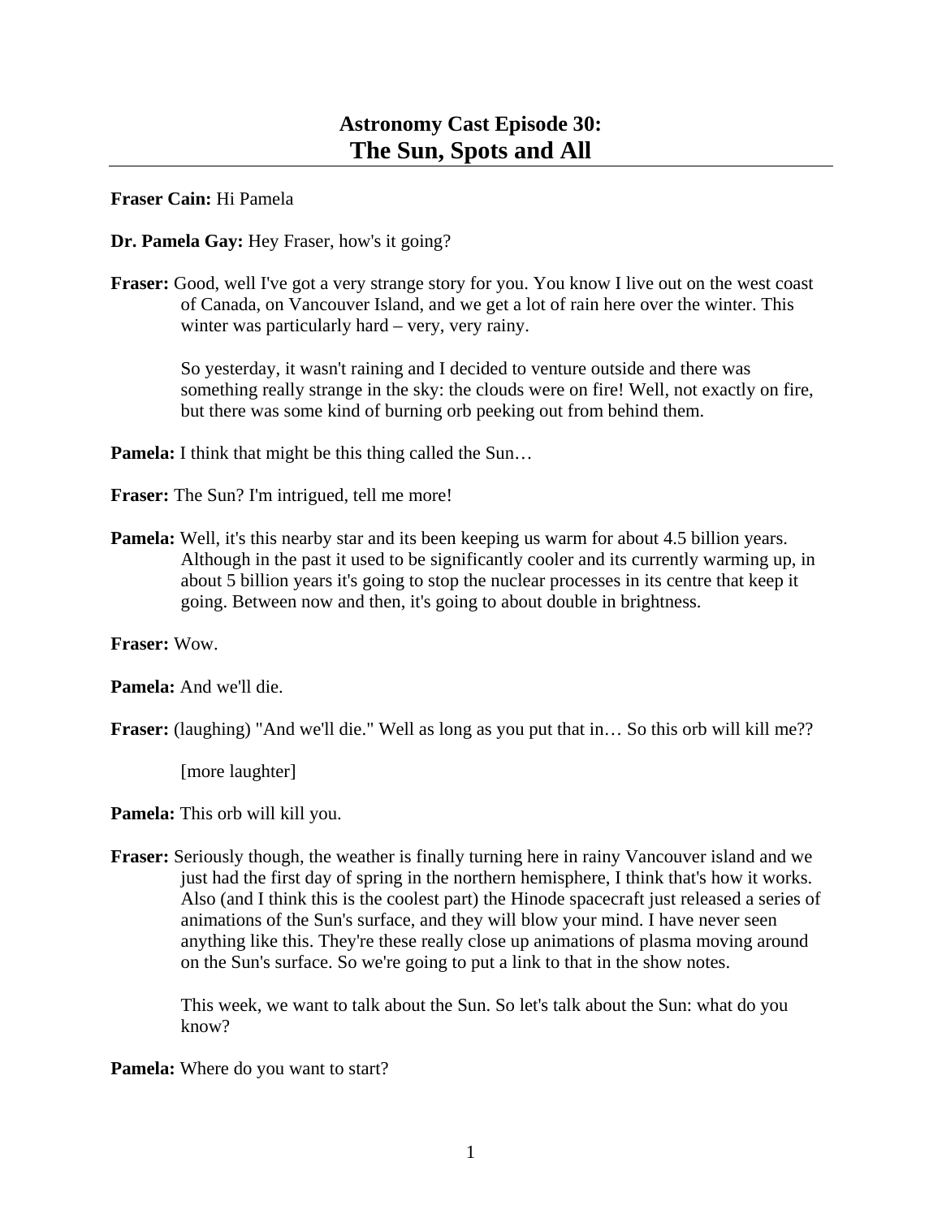# Astronomy Cast Episode 30:
# The Sun, Spots and All

**Fraser Cain:** Hi Pamela

**Dr. Pamela Gay:** Hey Fraser, how's it going?

**Fraser:** Good, well I've got a very strange story for you. You know I live out on the west coast of Canada, on Vancouver Island, and we get a lot of rain here over the winter. This winter was particularly hard – very, very rainy.

So yesterday, it wasn't raining and I decided to venture outside and there was something really strange in the sky: the clouds were on fire! Well, not exactly on fire, but there was some kind of burning orb peeking out from behind them.

**Pamela:** I think that might be this thing called the Sun…

**Fraser:** The Sun? I'm intrigued, tell me more!

**Pamela:** Well, it's this nearby star and its been keeping us warm for about 4.5 billion years. Although in the past it used to be significantly cooler and its currently warming up, in about 5 billion years it's going to stop the nuclear processes in its centre that keep it going. Between now and then, it's going to about double in brightness.

**Fraser:** Wow.

**Pamela:** And we'll die.

**Fraser:** (laughing) "And we'll die." Well as long as you put that in… So this orb will kill me??

[more laughter]

**Pamela:** This orb will kill you.

**Fraser:** Seriously though, the weather is finally turning here in rainy Vancouver island and we just had the first day of spring in the northern hemisphere, I think that's how it works. Also (and I think this is the coolest part) the Hinode spacecraft just released a series of animations of the Sun's surface, and they will blow your mind. I have never seen anything like this. They're these really close up animations of plasma moving around on the Sun's surface. So we're going to put a link to that in the show notes.

This week, we want to talk about the Sun. So let's talk about the Sun: what do you know?

**Pamela:** Where do you want to start?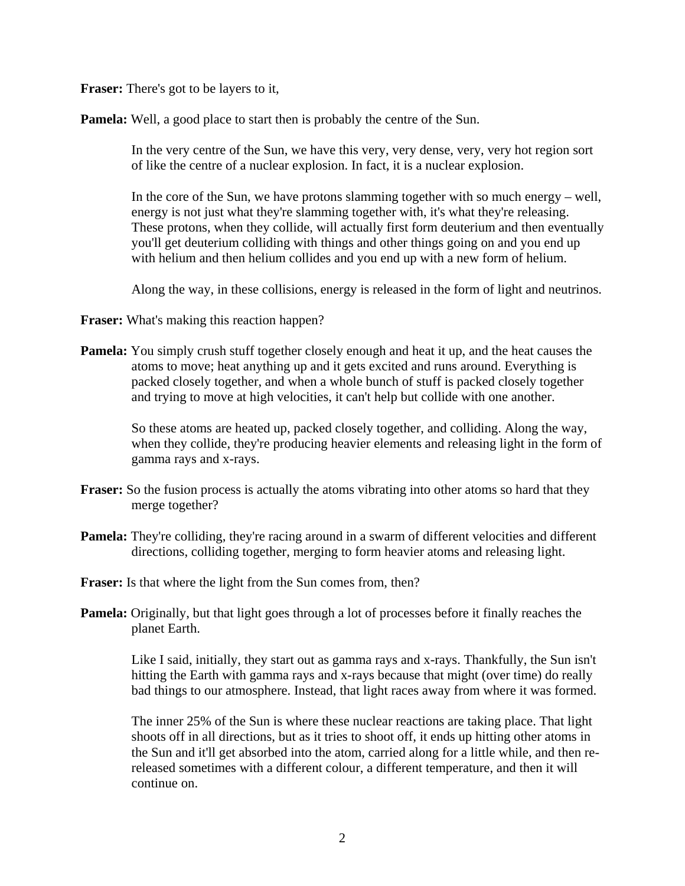**Fraser:** There's got to be layers to it,

**Pamela:** Well, a good place to start then is probably the centre of the Sun.

In the very centre of the Sun, we have this very, very dense, very, very hot region sort of like the centre of a nuclear explosion. In fact, it is a nuclear explosion.

In the core of the Sun, we have protons slamming together with so much energy – well, energy is not just what they're slamming together with, it's what they're releasing. These protons, when they collide, will actually first form deuterium and then eventually you'll get deuterium colliding with things and other things going on and you end up with helium and then helium collides and you end up with a new form of helium.

Along the way, in these collisions, energy is released in the form of light and neutrinos.

**Fraser:** What's making this reaction happen?

**Pamela:** You simply crush stuff together closely enough and heat it up, and the heat causes the atoms to move; heat anything up and it gets excited and runs around. Everything is packed closely together, and when a whole bunch of stuff is packed closely together and trying to move at high velocities, it can't help but collide with one another.

So these atoms are heated up, packed closely together, and colliding. Along the way, when they collide, they're producing heavier elements and releasing light in the form of gamma rays and x-rays.

**Fraser:** So the fusion process is actually the atoms vibrating into other atoms so hard that they merge together?

**Pamela:** They're colliding, they're racing around in a swarm of different velocities and different directions, colliding together, merging to form heavier atoms and releasing light.

**Fraser:** Is that where the light from the Sun comes from, then?

**Pamela:** Originally, but that light goes through a lot of processes before it finally reaches the planet Earth.

Like I said, initially, they start out as gamma rays and x-rays. Thankfully, the Sun isn't hitting the Earth with gamma rays and x-rays because that might (over time) do really bad things to our atmosphere. Instead, that light races away from where it was formed.

The inner 25% of the Sun is where these nuclear reactions are taking place. That light shoots off in all directions, but as it tries to shoot off, it ends up hitting other atoms in the Sun and it'll get absorbed into the atom, carried along for a little while, and then re-released sometimes with a different colour, a different temperature, and then it will continue on.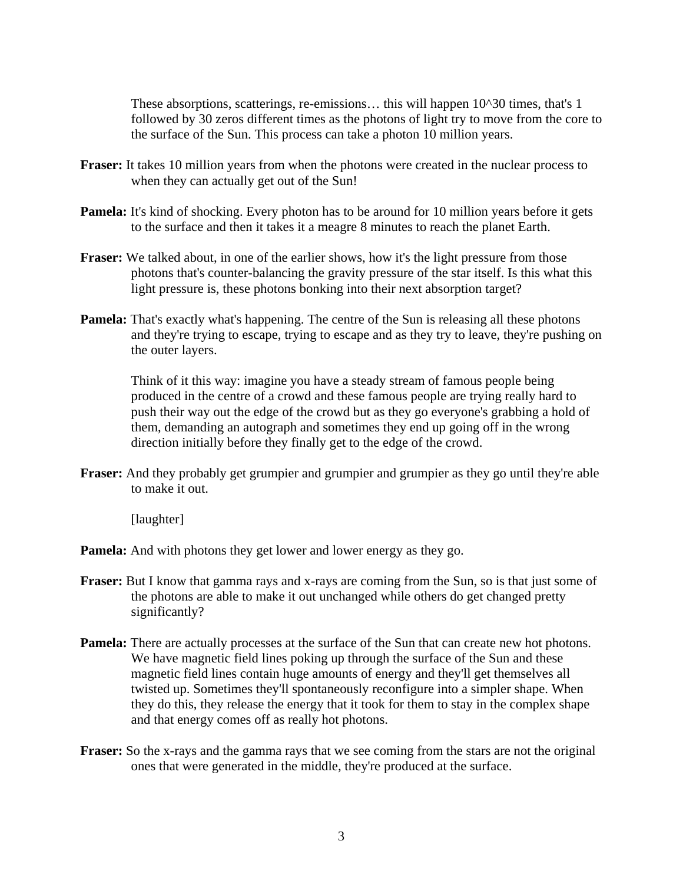These absorptions, scatterings, re-emissions… this will happen $10^{30}$ times, that's 1 followed by 30 zeros different times as the photons of light try to move from the core to the surface of the Sun. This process can take a photon 10 million years.

**Fraser:** It takes 10 million years from when the photons were created in the nuclear process to when they can actually get out of the Sun!

**Pamela:** It's kind of shocking. Every photon has to be around for 10 million years before it gets to the surface and then it takes it a meagre 8 minutes to reach the planet Earth.

**Fraser:** We talked about, in one of the earlier shows, how it's the light pressure from those photons that's counter-balancing the gravity pressure of the star itself. Is this what this light pressure is, these photons bonking into their next absorption target?

**Pamela:** That's exactly what's happening. The centre of the Sun is releasing all these photons and they're trying to escape, trying to escape and as they try to leave, they're pushing on the outer layers.

Think of it this way: imagine you have a steady stream of famous people being produced in the centre of a crowd and these famous people are trying really hard to push their way out the edge of the crowd but as they go everyone's grabbing a hold of them, demanding an autograph and sometimes they end up going off in the wrong direction initially before they finally get to the edge of the crowd.

**Fraser:** And they probably get grumpier and grumpier and grumpier as they go until they're able to make it out.

[laughter]

**Pamela:** And with photons they get lower and lower energy as they go.

**Fraser:** But I know that gamma rays and x-rays are coming from the Sun, so is that just some of the photons are able to make it out unchanged while others do get changed pretty significantly?

**Pamela:** There are actually processes at the surface of the Sun that can create new hot photons. We have magnetic field lines poking up through the surface of the Sun and these magnetic field lines contain huge amounts of energy and they'll get themselves all twisted up. Sometimes they'll spontaneously reconfigure into a simpler shape. When they do this, they release the energy that it took for them to stay in the complex shape and that energy comes off as really hot photons.

**Fraser:** So the x-rays and the gamma rays that we see coming from the stars are not the original ones that were generated in the middle, they're produced at the surface.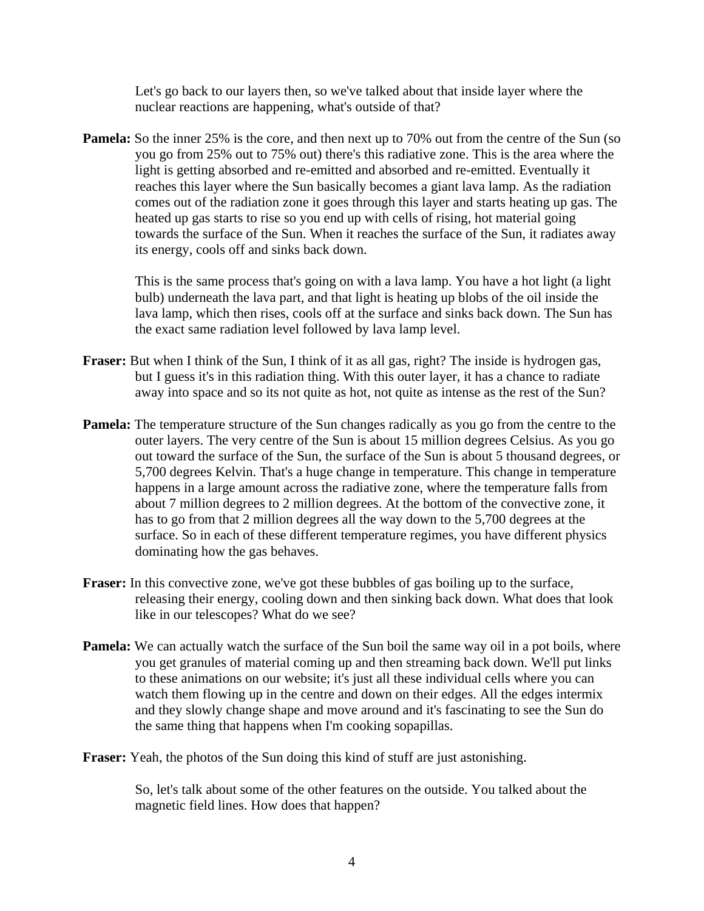Let's go back to our layers then, so we've talked about that inside layer where the nuclear reactions are happening, what's outside of that?

**Pamela:** So the inner 25% is the core, and then next up to 70% out from the centre of the Sun (so you go from 25% out to 75% out) there's this radiative zone. This is the area where the light is getting absorbed and re-emitted and absorbed and re-emitted. Eventually it reaches this layer where the Sun basically becomes a giant lava lamp. As the radiation comes out of the radiation zone it goes through this layer and starts heating up gas. The heated up gas starts to rise so you end up with cells of rising, hot material going towards the surface of the Sun. When it reaches the surface of the Sun, it radiates away its energy, cools off and sinks back down.

This is the same process that's going on with a lava lamp. You have a hot light (a light bulb) underneath the lava part, and that light is heating up blobs of the oil inside the lava lamp, which then rises, cools off at the surface and sinks back down. The Sun has the exact same radiation level followed by lava lamp level.

**Fraser:** But when I think of the Sun, I think of it as all gas, right? The inside is hydrogen gas, but I guess it's in this radiation thing. With this outer layer, it has a chance to radiate away into space and so its not quite as hot, not quite as intense as the rest of the Sun?

**Pamela:** The temperature structure of the Sun changes radically as you go from the centre to the outer layers. The very centre of the Sun is about 15 million degrees Celsius. As you go out toward the surface of the Sun, the surface of the Sun is about 5 thousand degrees, or 5,700 degrees Kelvin. That's a huge change in temperature. This change in temperature happens in a large amount across the radiative zone, where the temperature falls from about 7 million degrees to 2 million degrees. At the bottom of the convective zone, it has to go from that 2 million degrees all the way down to the 5,700 degrees at the surface. So in each of these different temperature regimes, you have different physics dominating how the gas behaves.

**Fraser:** In this convective zone, we've got these bubbles of gas boiling up to the surface, releasing their energy, cooling down and then sinking back down. What does that look like in our telescopes? What do we see?

**Pamela:** We can actually watch the surface of the Sun boil the same way oil in a pot boils, where you get granules of material coming up and then streaming back down. We'll put links to these animations on our website; it's just all these individual cells where you can watch them flowing up in the centre and down on their edges. All the edges intermix and they slowly change shape and move around and it's fascinating to see the Sun do the same thing that happens when I'm cooking sopapillas.

**Fraser:** Yeah, the photos of the Sun doing this kind of stuff are just astonishing.

So, let's talk about some of the other features on the outside. You talked about the magnetic field lines. How does that happen?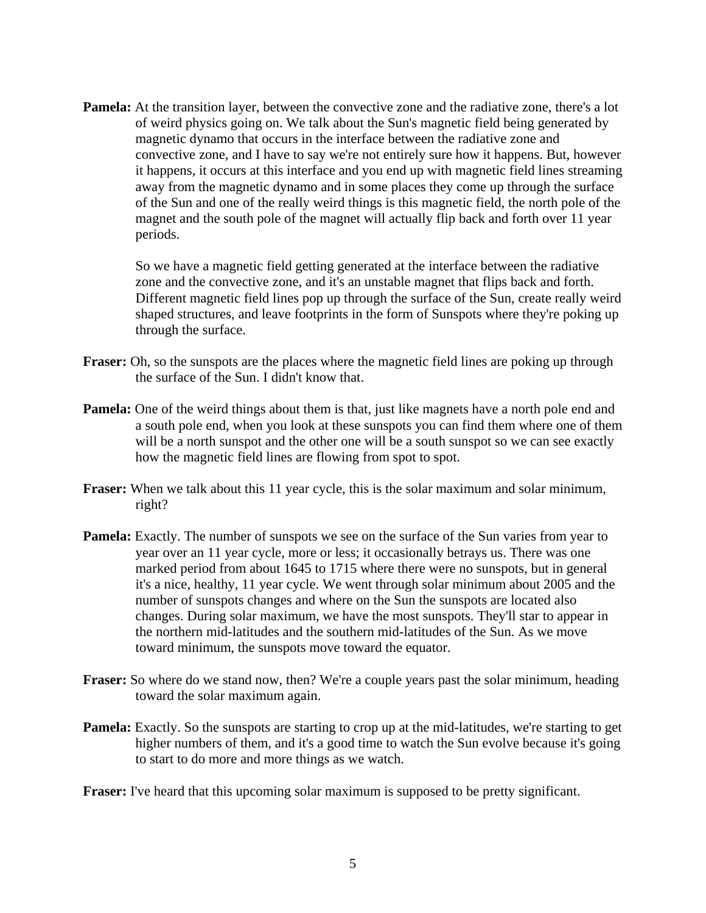**Pamela:** At the transition layer, between the convective zone and the radiative zone, there's a lot of weird physics going on. We talk about the Sun's magnetic field being generated by magnetic dynamo that occurs in the interface between the radiative zone and convective zone, and I have to say we're not entirely sure how it happens. But, however it happens, it occurs at this interface and you end up with magnetic field lines streaming away from the magnetic dynamo and in some places they come up through the surface of the Sun and one of the really weird things is this magnetic field, the north pole of the magnet and the south pole of the magnet will actually flip back and forth over 11 year periods.

So we have a magnetic field getting generated at the interface between the radiative zone and the convective zone, and it's an unstable magnet that flips back and forth. Different magnetic field lines pop up through the surface of the Sun, create really weird shaped structures, and leave footprints in the form of Sunspots where they're poking up through the surface.

**Fraser:** Oh, so the sunspots are the places where the magnetic field lines are poking up through the surface of the Sun. I didn't know that.

**Pamela:** One of the weird things about them is that, just like magnets have a north pole end and a south pole end, when you look at these sunspots you can find them where one of them will be a north sunspot and the other one will be a south sunspot so we can see exactly how the magnetic field lines are flowing from spot to spot.

**Fraser:** When we talk about this 11 year cycle, this is the solar maximum and solar minimum, right?

**Pamela:** Exactly. The number of sunspots we see on the surface of the Sun varies from year to year over an 11 year cycle, more or less; it occasionally betrays us. There was one marked period from about 1645 to 1715 where there were no sunspots, but in general it's a nice, healthy, 11 year cycle. We went through solar minimum about 2005 and the number of sunspots changes and where on the Sun the sunspots are located also changes. During solar maximum, we have the most sunspots. They'll star to appear in the northern mid-latitudes and the southern mid-latitudes of the Sun. As we move toward minimum, the sunspots move toward the equator.

**Fraser:** So where do we stand now, then? We're a couple years past the solar minimum, heading toward the solar maximum again.

**Pamela:** Exactly. So the sunspots are starting to crop up at the mid-latitudes, we're starting to get higher numbers of them, and it's a good time to watch the Sun evolve because it's going to start to do more and more things as we watch.

**Fraser:** I've heard that this upcoming solar maximum is supposed to be pretty significant.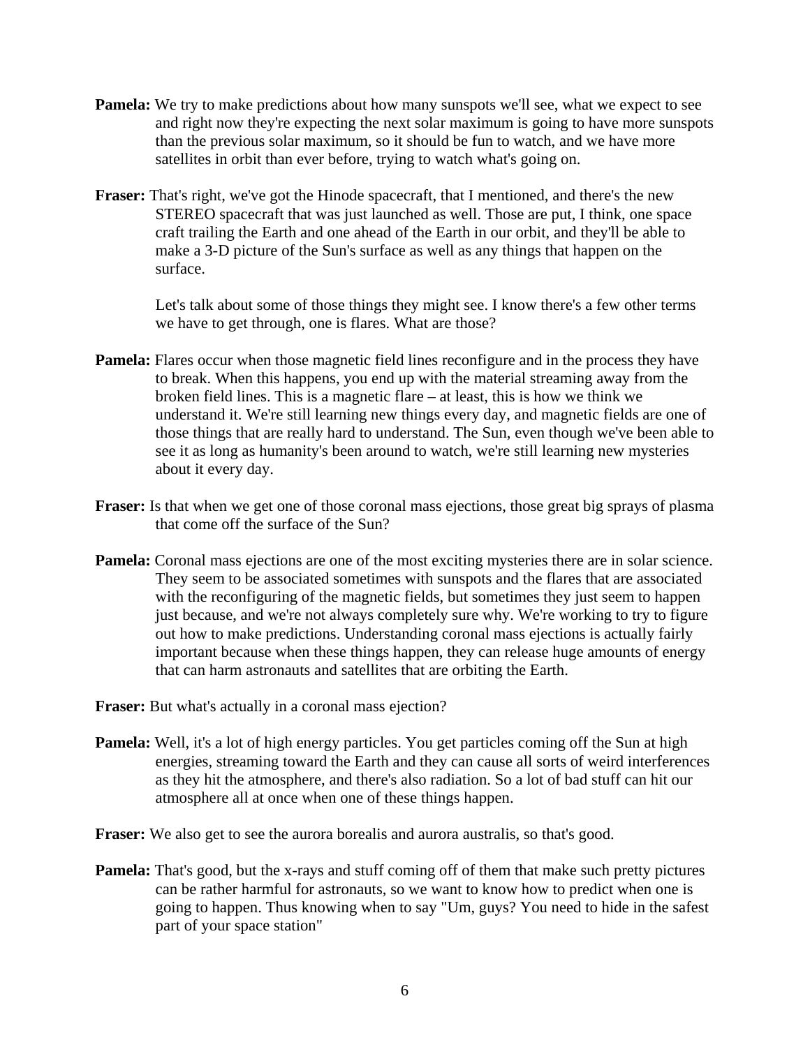**Pamela:** We try to make predictions about how many sunspots we'll see, what we expect to see and right now they're expecting the next solar maximum is going to have more sunspots than the previous solar maximum, so it should be fun to watch, and we have more satellites in orbit than ever before, trying to watch what's going on.

**Fraser:** That's right, we've got the Hinode spacecraft, that I mentioned, and there's the new STEREO spacecraft that was just launched as well. Those are put, I think, one space craft trailing the Earth and one ahead of the Earth in our orbit, and they'll be able to make a 3-D picture of the Sun's surface as well as any things that happen on the surface.

Let's talk about some of those things they might see. I know there's a few other terms we have to get through, one is flares. What are those?

**Pamela:** Flares occur when those magnetic field lines reconfigure and in the process they have to break. When this happens, you end up with the material streaming away from the broken field lines. This is a magnetic flare – at least, this is how we think we understand it. We're still learning new things every day, and magnetic fields are one of those things that are really hard to understand. The Sun, even though we've been able to see it as long as humanity's been around to watch, we're still learning new mysteries about it every day.

**Fraser:** Is that when we get one of those coronal mass ejections, those great big sprays of plasma that come off the surface of the Sun?

**Pamela:** Coronal mass ejections are one of the most exciting mysteries there are in solar science. They seem to be associated sometimes with sunspots and the flares that are associated with the reconfiguring of the magnetic fields, but sometimes they just seem to happen just because, and we're not always completely sure why. We're working to try to figure out how to make predictions. Understanding coronal mass ejections is actually fairly important because when these things happen, they can release huge amounts of energy that can harm astronauts and satellites that are orbiting the Earth.

**Fraser:** But what's actually in a coronal mass ejection?

**Pamela:** Well, it's a lot of high energy particles. You get particles coming off the Sun at high energies, streaming toward the Earth and they can cause all sorts of weird interferences as they hit the atmosphere, and there's also radiation. So a lot of bad stuff can hit our atmosphere all at once when one of these things happen.

**Fraser:** We also get to see the aurora borealis and aurora australis, so that's good.

**Pamela:** That's good, but the x-rays and stuff coming off of them that make such pretty pictures can be rather harmful for astronauts, so we want to know how to predict when one is going to happen. Thus knowing when to say "Um, guys? You need to hide in the safest part of your space station"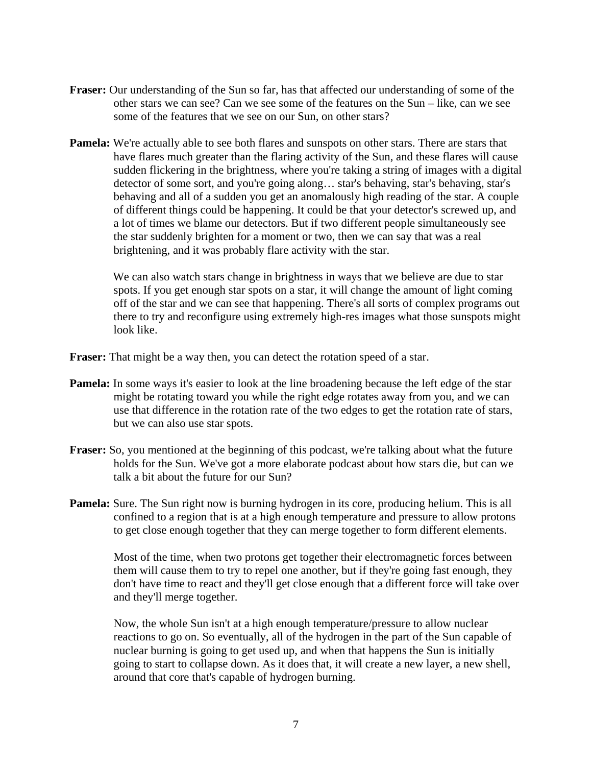**Fraser:** Our understanding of the Sun so far, has that affected our understanding of some of the other stars we can see? Can we see some of the features on the Sun – like, can we see some of the features that we see on our Sun, on other stars?

**Pamela:** We're actually able to see both flares and sunspots on other stars. There are stars that have flares much greater than the flaring activity of the Sun, and these flares will cause sudden flickering in the brightness, where you're taking a string of images with a digital detector of some sort, and you're going along… star's behaving, star's behaving, star's behaving and all of a sudden you get an anomalously high reading of the star. A couple of different things could be happening. It could be that your detector's screwed up, and a lot of times we blame our detectors. But if two different people simultaneously see the star suddenly brighten for a moment or two, then we can say that was a real brightening, and it was probably flare activity with the star.

We can also watch stars change in brightness in ways that we believe are due to star spots. If you get enough star spots on a star, it will change the amount of light coming off of the star and we can see that happening. There's all sorts of complex programs out there to try and reconfigure using extremely high-res images what those sunspots might look like.

**Fraser:** That might be a way then, you can detect the rotation speed of a star.

**Pamela:** In some ways it's easier to look at the line broadening because the left edge of the star might be rotating toward you while the right edge rotates away from you, and we can use that difference in the rotation rate of the two edges to get the rotation rate of stars, but we can also use star spots.

**Fraser:** So, you mentioned at the beginning of this podcast, we're talking about what the future holds for the Sun. We've got a more elaborate podcast about how stars die, but can we talk a bit about the future for our Sun?

**Pamela:** Sure. The Sun right now is burning hydrogen in its core, producing helium. This is all confined to a region that is at a high enough temperature and pressure to allow protons to get close enough together that they can merge together to form different elements.

Most of the time, when two protons get together their electromagnetic forces between them will cause them to try to repel one another, but if they're going fast enough, they don't have time to react and they'll get close enough that a different force will take over and they'll merge together.

Now, the whole Sun isn't at a high enough temperature/pressure to allow nuclear reactions to go on. So eventually, all of the hydrogen in the part of the Sun capable of nuclear burning is going to get used up, and when that happens the Sun is initially going to start to collapse down. As it does that, it will create a new layer, a new shell, around that core that's capable of hydrogen burning.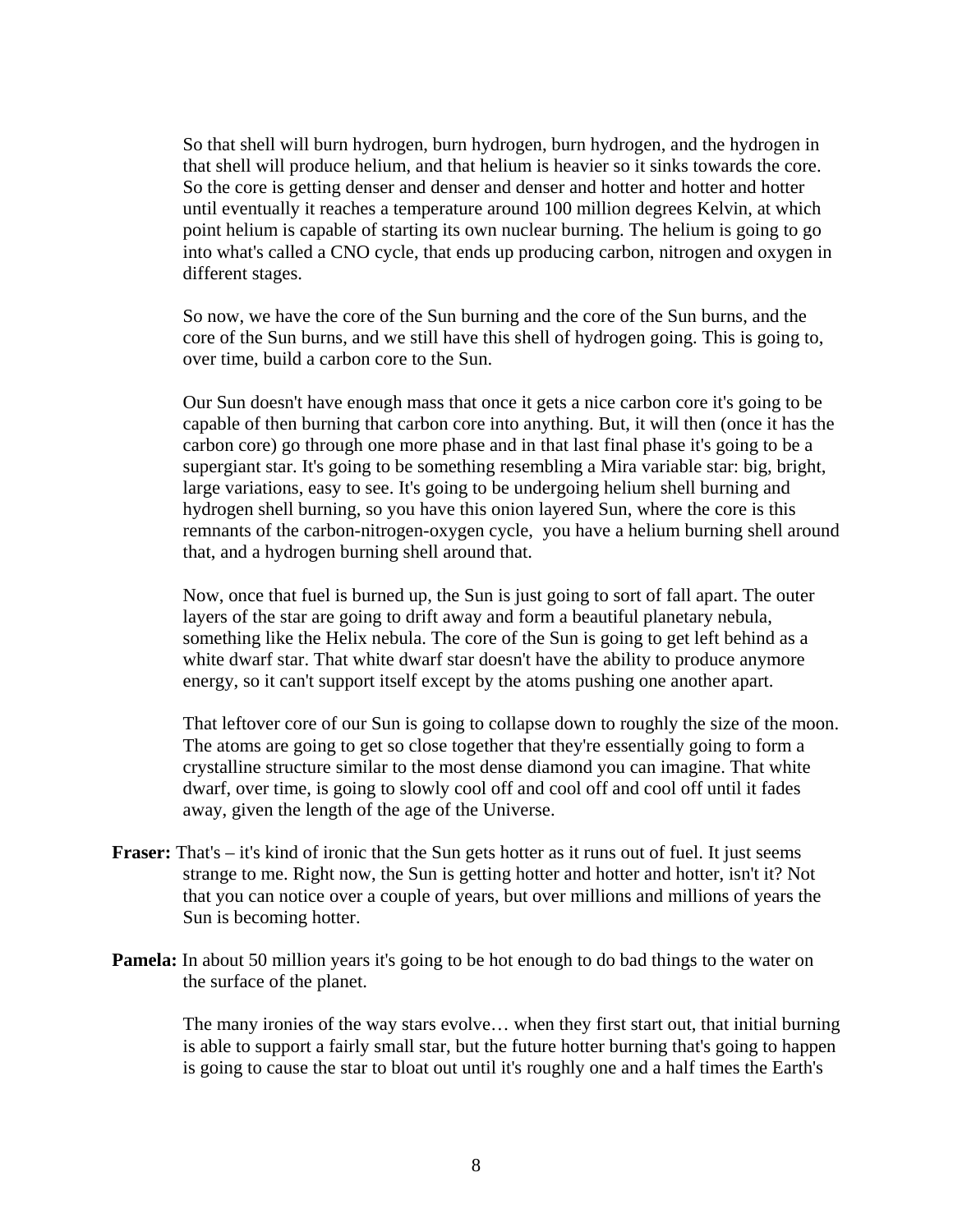So that shell will burn hydrogen, burn hydrogen, burn hydrogen, and the hydrogen in that shell will produce helium, and that helium is heavier so it sinks towards the core. So the core is getting denser and denser and denser and hotter and hotter and hotter until eventually it reaches a temperature around 100 million degrees Kelvin, at which point helium is capable of starting its own nuclear burning. The helium is going to go into what's called a CNO cycle, that ends up producing carbon, nitrogen and oxygen in different stages.

So now, we have the core of the Sun burning and the core of the Sun burns, and the core of the Sun burns, and we still have this shell of hydrogen going. This is going to, over time, build a carbon core to the Sun.

Our Sun doesn't have enough mass that once it gets a nice carbon core it's going to be capable of then burning that carbon core into anything. But, it will then (once it has the carbon core) go through one more phase and in that last final phase it's going to be a supergiant star. It's going to be something resembling a Mira variable star: big, bright, large variations, easy to see. It's going to be undergoing helium shell burning and hydrogen shell burning, so you have this onion layered Sun, where the core is this remnants of the carbon-nitrogen-oxygen cycle, you have a helium burning shell around that, and a hydrogen burning shell around that.

Now, once that fuel is burned up, the Sun is just going to sort of fall apart. The outer layers of the star are going to drift away and form a beautiful planetary nebula, something like the Helix nebula. The core of the Sun is going to get left behind as a white dwarf star. That white dwarf star doesn't have the ability to produce anymore energy, so it can't support itself except by the atoms pushing one another apart.

That leftover core of our Sun is going to collapse down to roughly the size of the moon. The atoms are going to get so close together that they're essentially going to form a crystalline structure similar to the most dense diamond you can imagine. That white dwarf, over time, is going to slowly cool off and cool off and cool off until it fades away, given the length of the age of the Universe.

**Fraser:** That's – it's kind of ironic that the Sun gets hotter as it runs out of fuel. It just seems strange to me. Right now, the Sun is getting hotter and hotter and hotter, isn't it? Not that you can notice over a couple of years, but over millions and millions of years the Sun is becoming hotter.

**Pamela:** In about 50 million years it's going to be hot enough to do bad things to the water on the surface of the planet.

The many ironies of the way stars evolve… when they first start out, that initial burning is able to support a fairly small star, but the future hotter burning that's going to happen is going to cause the star to bloat out until it's roughly one and a half times the Earth's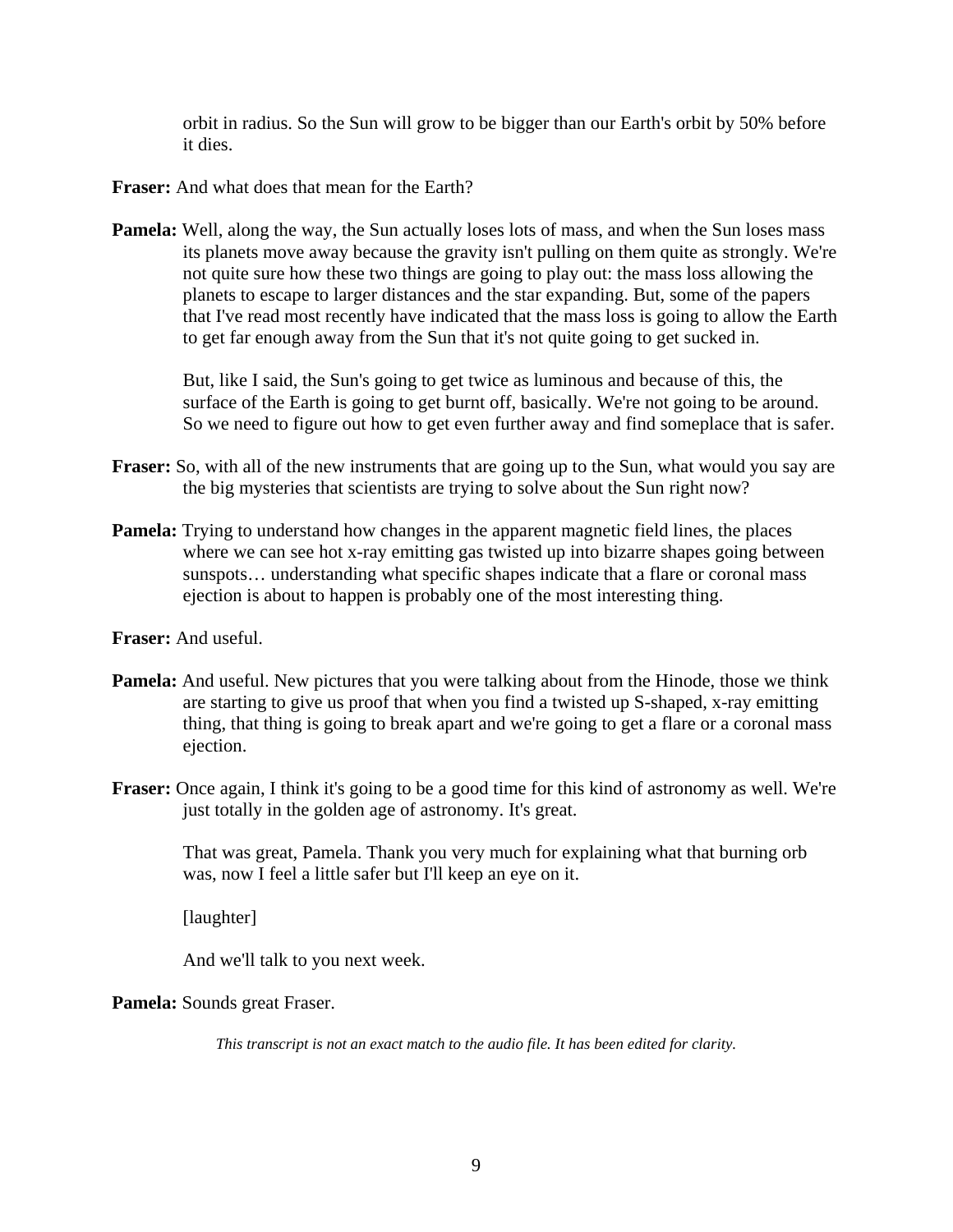orbit in radius. So the Sun will grow to be bigger than our Earth's orbit by 50% before it dies.

**Fraser:** And what does that mean for the Earth?

**Pamela:** Well, along the way, the Sun actually loses lots of mass, and when the Sun loses mass its planets move away because the gravity isn't pulling on them quite as strongly. We're not quite sure how these two things are going to play out: the mass loss allowing the planets to escape to larger distances and the star expanding. But, some of the papers that I've read most recently have indicated that the mass loss is going to allow the Earth to get far enough away from the Sun that it's not quite going to get sucked in.

But, like I said, the Sun's going to get twice as luminous and because of this, the surface of the Earth is going to get burnt off, basically. We're not going to be around. So we need to figure out how to get even further away and find someplace that is safer.

**Fraser:** So, with all of the new instruments that are going up to the Sun, what would you say are the big mysteries that scientists are trying to solve about the Sun right now?

**Pamela:** Trying to understand how changes in the apparent magnetic field lines, the places where we can see hot x-ray emitting gas twisted up into bizarre shapes going between sunspots… understanding what specific shapes indicate that a flare or coronal mass ejection is about to happen is probably one of the most interesting thing.

**Fraser:** And useful.

**Pamela:** And useful. New pictures that you were talking about from the Hinode, those we think are starting to give us proof that when you find a twisted up S-shaped, x-ray emitting thing, that thing is going to break apart and we're going to get a flare or a coronal mass ejection.

**Fraser:** Once again, I think it's going to be a good time for this kind of astronomy as well. We're just totally in the golden age of astronomy. It's great.

That was great, Pamela. Thank you very much for explaining what that burning orb was, now I feel a little safer but I'll keep an eye on it.

[laughter]

And we'll talk to you next week.

**Pamela:** Sounds great Fraser.

*This transcript is not an exact match to the audio file. It has been edited for clarity.*